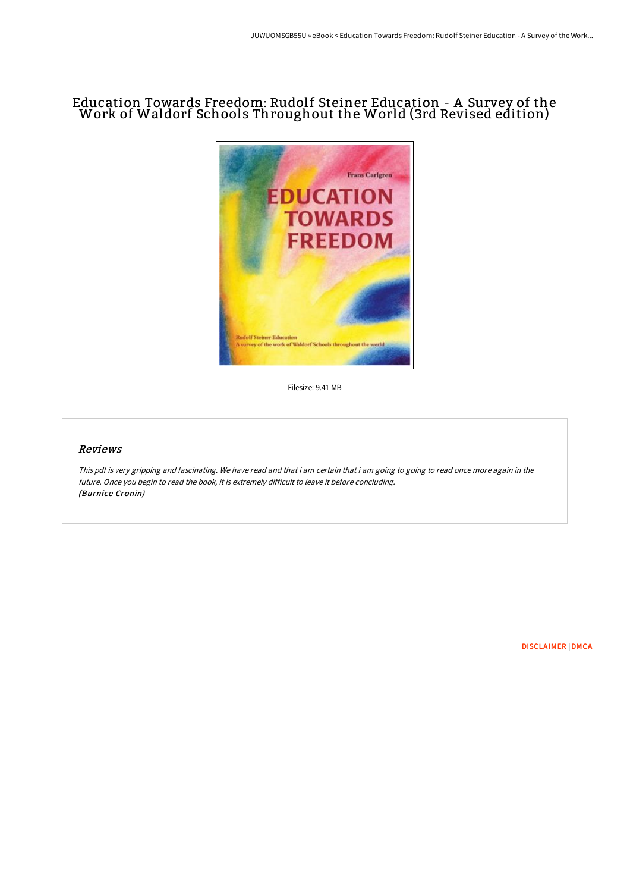# Education Towards Freedom: Rudolf Steiner Education - A Survey of the Work of Waldorf Schools Throughout the World (3rd Revised edition)

Filesize: 9.41 MB

## Reviews

*This pdf is very gripping and fascinating. We have read and that i am certain that i am going to going to read once more again in the future. Once you begin to read the book, it is extremely difficult to leave it before concluding.*
***(Burnice Cronin)***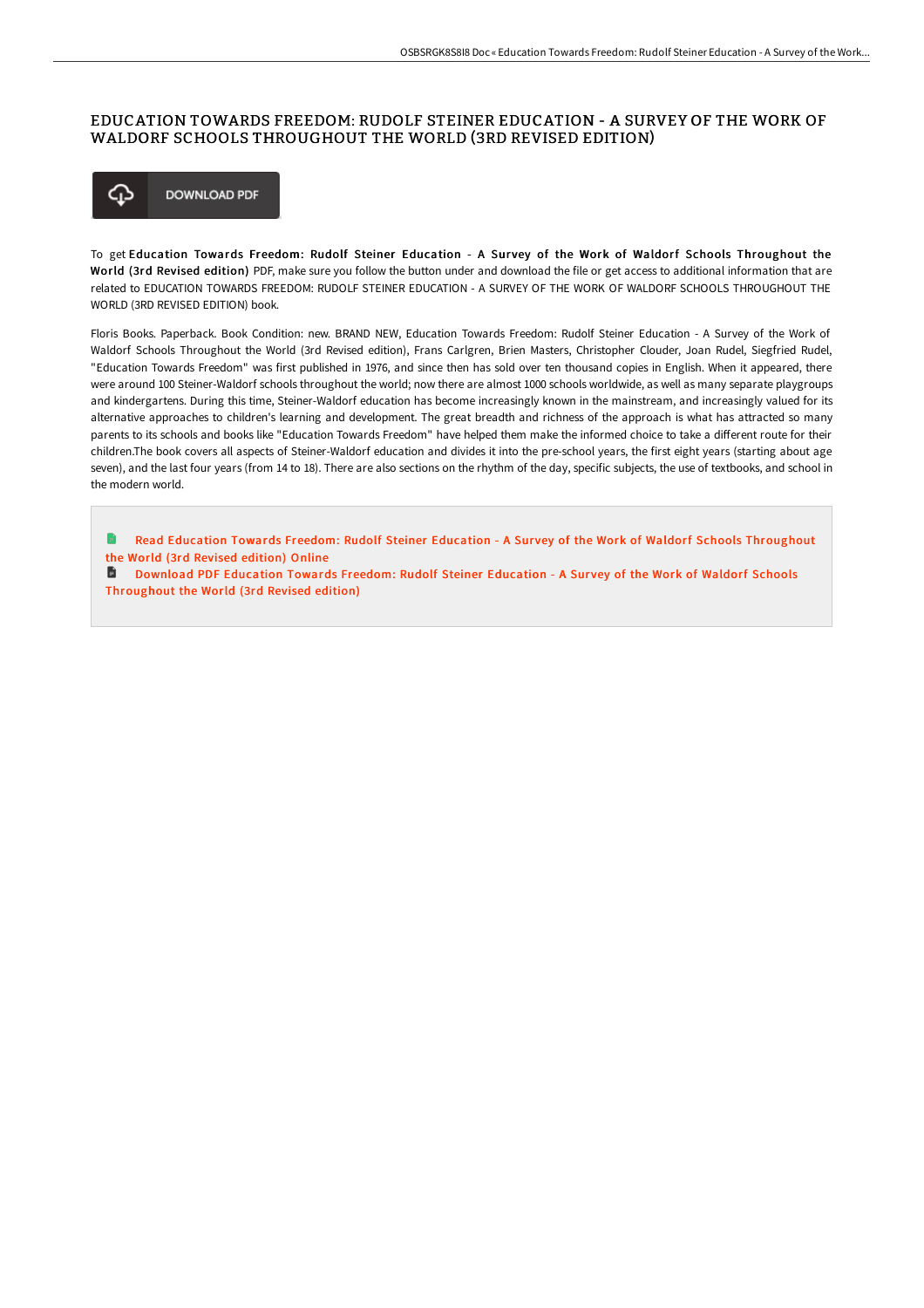# EDUCATION TOWARDS FREEDOM: RUDOLF STEINER EDUCATION - A SURVEY OF THE WORK OF WALDORF SCHOOLS THROUGHOUT THE WORLD (3RD REVISED EDITION)

DOWNLOAD PDF

To get **Education Towards Freedom: Rudolf Steiner Education - A Survey of the Work of Waldorf Schools Throughout the World (3rd Revised edition)** PDF, make sure you follow the button under and download the file or get access to additional information that are related to EDUCATION TOWARDS FREEDOM: RUDOLF STEINER EDUCATION - A SURVEY OF THE WORK OF WALDORF SCHOOLS THROUGHOUT THE WORLD (3RD REVISED EDITION) book.

Floris Books. Paperback. Book Condition: new. BRAND NEW, Education Towards Freedom: Rudolf Steiner Education - A Survey of the Work of Waldorf Schools Throughout the World (3rd Revised edition), Frans Carlgren, Brien Masters, Christopher Clouder, Joan Rudel, Siegfried Rudel, "Education Towards Freedom" was first published in 1976, and since then has sold over ten thousand copies in English. When it appeared, there were around 100 Steiner-Waldorf schools throughout the world; now there are almost 1000 schools worldwide, as well as many separate playgroups and kindergartens. During this time, Steiner-Waldorf education has become increasingly known in the mainstream, and increasingly valued for its alternative approaches to children's learning and development. The great breadth and richness of the approach is what has attracted so many parents to its schools and books like "Education Towards Freedom" have helped them make the informed choice to take a different route for their children.The book covers all aspects of Steiner-Waldorf education and divides it into the pre-school years, the first eight years (starting about age seven), and the last four years (from 14 to 18). There are also sections on the rhythm of the day, specific subjects, the use of textbooks, and school in the modern world.

- Read Education Towards Freedom: Rudolf Steiner Education - A Survey of the Work of Waldorf Schools Throughout the World (3rd Revised edition) Online
- Download PDF Education Towards Freedom: Rudolf Steiner Education - A Survey of the Work of Waldorf Schools Throughout the World (3rd Revised edition)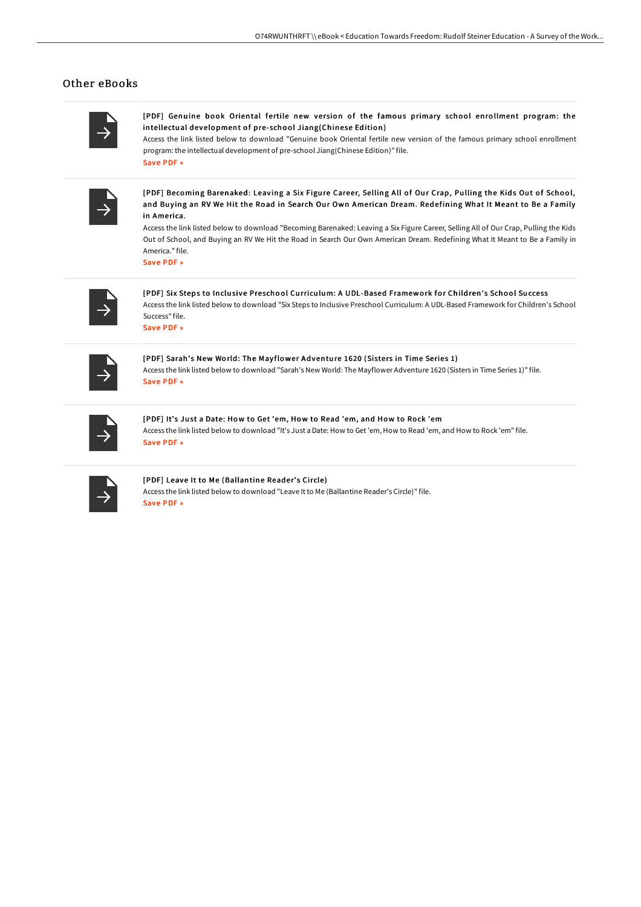## Other eBooks

**[PDF] Genuine book Oriental fertile new version of the famous primary school enrollment program: the intellectual development of pre-school Jiang(Chinese Edition)**

Access the link listed below to download "Genuine book Oriental fertile new version of the famous primary school enrollment program: the intellectual development of pre-school Jiang(Chinese Edition)" file.

Save PDF »

**[PDF] Becoming Barenaked: Leaving a Six Figure Career, Selling All of Our Crap, Pulling the Kids Out of School, and Buying an RV We Hit the Road in Search Our Own American Dream. Redefining What It Meant to Be a Family in America.**

Access the link listed below to download "Becoming Barenaked: Leaving a Six Figure Career, Selling All of Our Crap, Pulling the Kids Out of School, and Buying an RV We Hit the Road in Search Our Own American Dream. Redefining What It Meant to Be a Family in America." file.

Save PDF »

**[PDF] Six Steps to Inclusive Preschool Curriculum: A UDL-Based Framework for Children's School Success**

Access the link listed below to download "Six Steps to Inclusive Preschool Curriculum: A UDL-Based Framework for Children's School Success" file.

Save PDF »

**[PDF] Sarah's New World: The Mayflower Adventure 1620 (Sisters in Time Series 1)**

Access the link listed below to download "Sarah's New World: The Mayflower Adventure 1620 (Sisters in Time Series 1)" file.

Save PDF »

**[PDF] It's Just a Date: How to Get 'em, How to Read 'em, and How to Rock 'em**

Access the link listed below to download "It's Just a Date: How to Get 'em, How to Read 'em, and How to Rock 'em" file.

Save PDF »

**[PDF] Leave It to Me (Ballantine Reader's Circle)**

Access the link listed below to download "Leave It to Me (Ballantine Reader's Circle)" file.

Save PDF »